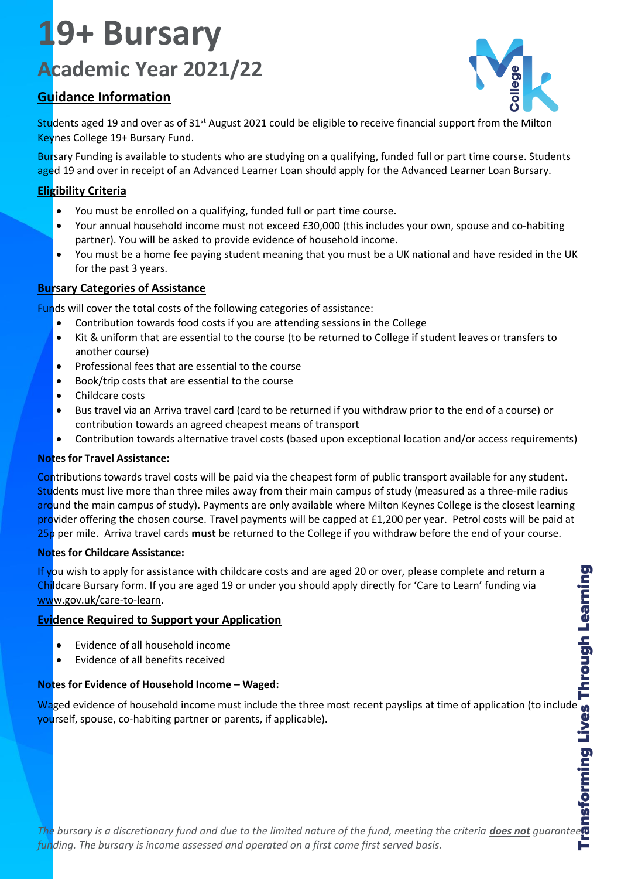# 19+ Bursary

## Academic Year 2021/22

### Guidance Information

Students aged 19 and over as of 31st August 2021 could be eligible to receive financial support from the Milton Keynes College 19+ Bursary Fund.

Bursary Funding is available to students who are studying on a qualifying, funded full or part time course. Students aged 19 and over in receipt of an Advanced Learner Loan should apply for the Advanced Learner Loan Bursary.

### Eligibility Criteria

- You must be enrolled on a qualifying, funded full or part time course.
- Your annual household income must not exceed £30,000 (this includes your own, spouse and co-habiting partner). You will be asked to provide evidence of household income.
- You must be a home fee paying student meaning that you must be a UK national and have resided in the UK for the past 3 years.

### Bursary Categories of Assistance

Funds will cover the total costs of the following categories of assistance:

- Contribution towards food costs if you are attending sessions in the College
- Kit & uniform that are essential to the course (to be returned to College if student leaves or transfers to another course)
- Professional fees that are essential to the course
- Book/trip costs that are essential to the course
- Childcare costs
- Bus travel via an Arriva travel card (card to be returned if you withdraw prior to the end of a course) or contribution towards an agreed cheapest means of transport
- Contribution towards alternative travel costs (based upon exceptional location and/or access requirements)

**Notes for Travel Assistance:**

Contributions towards travel costs will be paid via the cheapest form of public transport available for any student. Students must live more than three miles away from their main campus of study (measured as a three-mile radius around the main campus of study). Payments are only available where Milton Keynes College is the closest learning provider offering the chosen course. Travel payments will be capped at £1,200 per year. Petrol costs will be paid at 25p per mile. Arriva travel cards **must** be returned to the College if you withdraw before the end of your course.

**Notes for Childcare Assistance:**

If you wish to apply for assistance with childcare costs and are aged 20 or over, please complete and return a Childcare Bursary form. If you are aged 19 or under you should apply directly for 'Care to Learn' funding via www.gov.uk/care-to-learn.

### Evidence Required to Support your Application

- Evidence of all household income
- Evidence of all benefits received

**Notes for Evidence of Household Income – Waged:**

Waged evidence of household income must include the three most recent payslips at time of application (to include yourself, spouse, co-habiting partner or parents, if applicable).

*The bursary is a discretionary fund and due to the limited nature of the fund, meeting the criteria **does not** guarantee funding. The bursary is income assessed and operated on a first come first served basis.*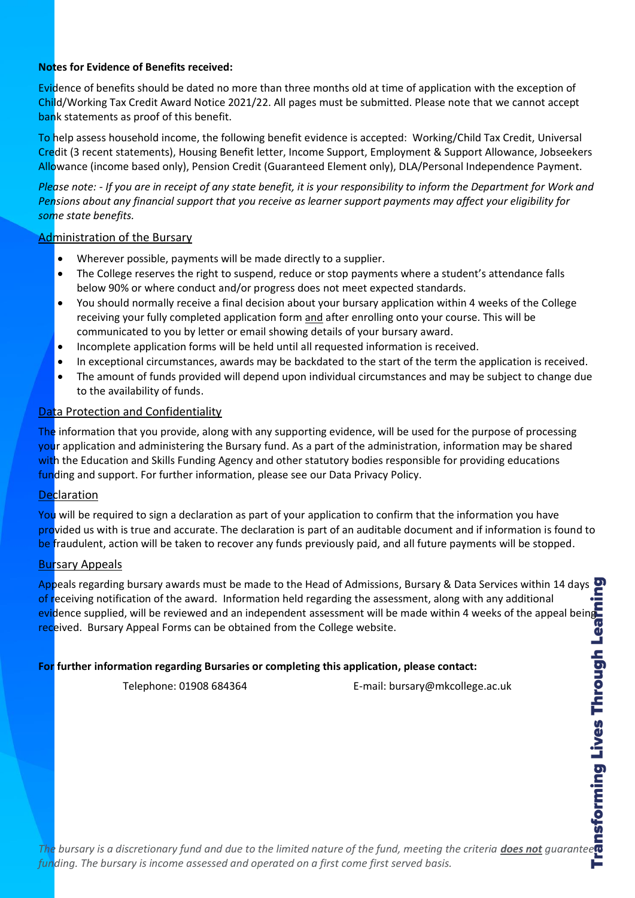**Notes for Evidence of Benefits received:**

Evidence of benefits should be dated no more than three months old at time of application with the exception of Child/Working Tax Credit Award Notice 2021/22. All pages must be submitted. Please note that we cannot accept bank statements as proof of this benefit.

To help assess household income, the following benefit evidence is accepted: Working/Child Tax Credit, Universal Credit (3 recent statements), Housing Benefit letter, Income Support, Employment & Support Allowance, Jobseekers Allowance (income based only), Pension Credit (Guaranteed Element only), DLA/Personal Independence Payment.

*Please note: - If you are in receipt of any state benefit, it is your responsibility to inform the Department for Work and Pensions about any financial support that you receive as learner support payments may affect your eligibility for some state benefits.*

<u>Administration of the Bursary</u>

- Wherever possible, payments will be made directly to a supplier.
- The College reserves the right to suspend, reduce or stop payments where a student's attendance falls below 90% or where conduct and/or progress does not meet expected standards.
- You should normally receive a final decision about your bursary application within 4 weeks of the College receiving your fully completed application form <u>and</u> after enrolling onto your course. This will be communicated to you by letter or email showing details of your bursary award.
- Incomplete application forms will be held until all requested information is received.
- In exceptional circumstances, awards may be backdated to the start of the term the application is received.
- The amount of funds provided will depend upon individual circumstances and may be subject to change due to the availability of funds.

<u>Data Protection and Confidentiality</u>

The information that you provide, along with any supporting evidence, will be used for the purpose of processing your application and administering the Bursary fund. As a part of the administration, information may be shared with the Education and Skills Funding Agency and other statutory bodies responsible for providing educations funding and support. For further information, please see our Data Privacy Policy.

<u>Declaration</u>

You will be required to sign a declaration as part of your application to confirm that the information you have provided us with is true and accurate. The declaration is part of an auditable document and if information is found to be fraudulent, action will be taken to recover any funds previously paid, and all future payments will be stopped.

<u>Bursary Appeals</u>

Appeals regarding bursary awards must be made to the Head of Admissions, Bursary & Data Services within 14 days of receiving notification of the award. Information held regarding the assessment, along with any additional evidence supplied, will be reviewed and an independent assessment will be made within 4 weeks of the appeal being received. Bursary Appeal Forms can be obtained from the College website.

**For further information regarding Bursaries or completing this application, please contact:**

Telephone: 01908 684364 E-mail: bursary@mkcollege.ac.uk

*The bursary is a discretionary fund and due to the limited nature of the fund, meeting the criteria **<u>does not</u>** guarantee funding. The bursary is income assessed and operated on a first come first served basis.*

**Transforming Lives Through Learning**